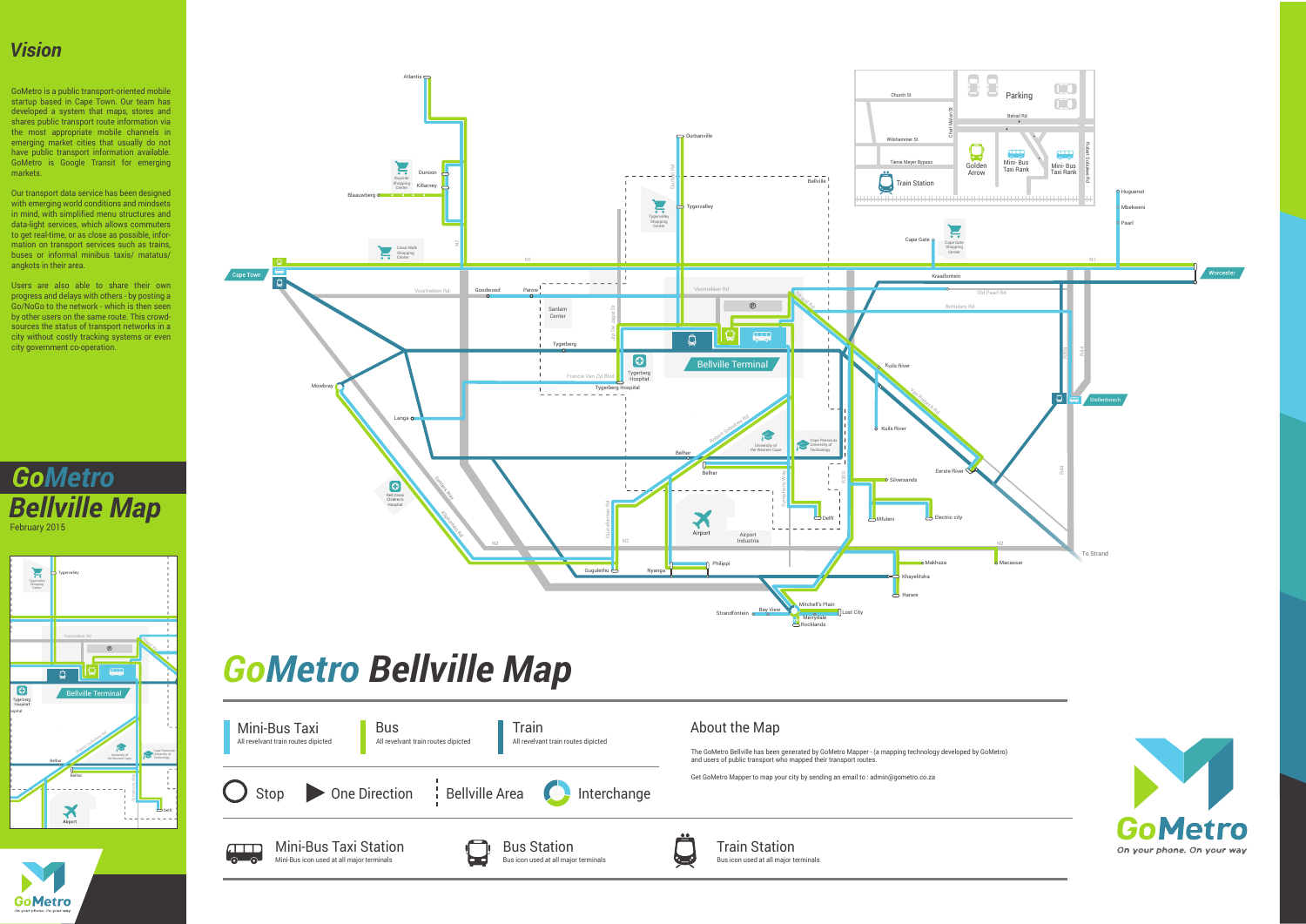## Vision

GoMetro is a public transport-oriented mobile startup based in Cape Town. Our team has developed a system that maps, stores and shares public transport route information via the most appropriate mobile channels in emerging market cities that usually do not have public transport information available. GoMetro is Google Transit for emerging markets.

Our transport data service has been designed with emerging world conditions and mindsets in mind, with simplified menu structures and data-light services, which allows commuters to get real-time, or as close as possible, information on transport services such as trains, buses or informal minibus taxis/ matatus/ angkots in their area.

Users are also able to share their own progress and delays with others - by posting a Go/NoGo to the network - which is then seen by other users on the same route. This crowd-sources the status of transport networks in a city without costly tracking systems or even city government co-operation.

# GoMetro Bellville Map

February 2015

# GoMetro Bellville Map

**Mini-Bus Taxi** – All revelvant train routes dipicted

**Bus** – All revelvant train routes dipicted

**Train** – All revelvant train routes dipicted

Stop | One Direction | Bellville Area | Interchange

**Mini-Bus Taxi Station** – Mini-Bus icon used at all major terminals

**Bus Station** – Bus icon used at all major terminals

**Train Station** – Bus icon used at all major terminals

## About the Map

The GoMetro Bellville has been generated by GoMetro Mapper - (a mapping technology developed by GoMetro) and users of public transport who mapped their transport routes.

Get GoMetro Mapper to map your city by sending an email to : admin@gometro.co.za

GoMetro – On your phone. On your way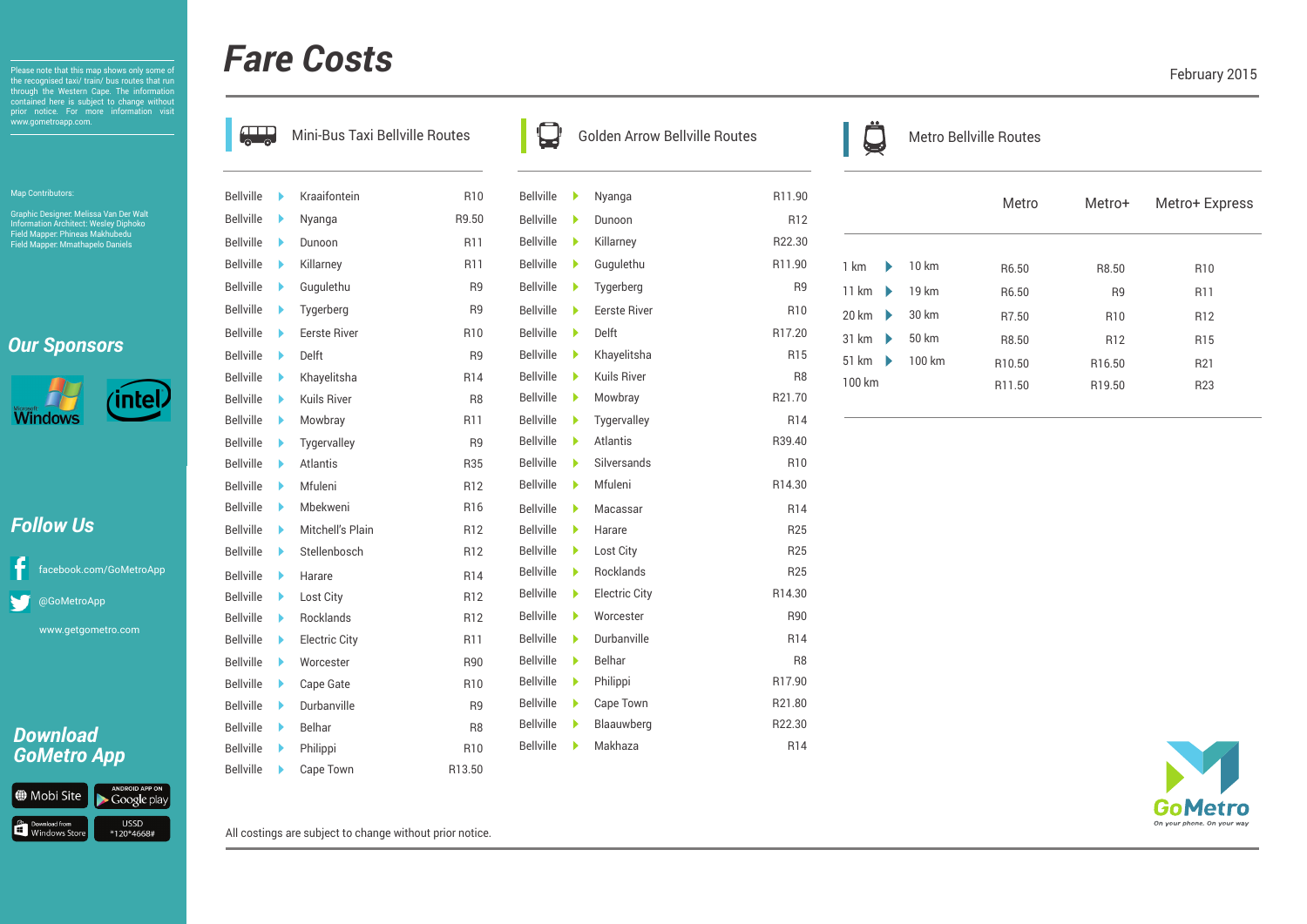Please note that this map shows only some of the recognised taxi/ train/ bus routes that run through the Western Cape. The information contained here is subject to change without prior notice. For more information visit www.gometroapp.com.

Map Contributors:

Graphic Designer: Melissa Van Der Walt
Information Architect: Wesley Diphoko
Field Mapper: Phineas Makhubedu
Field Mapper: Mmathapelo Daniels

## Our Sponsors

## Follow Us

facebook.com/GoMetroApp

@GoMetroApp

www.getgometro.com

## Download GoMetro App

Mobi Site

Google play

Windows Store

USSD *120*4668#

# Fare Costs

February 2015

### Mini-Bus Taxi Bellville Routes

| | | |
|---|---|---|
| Bellville | Kraaifontein | R10 |
| Bellville | Nyanga | R9.50 |
| Bellville | Dunoon | R11 |
| Bellville | Killarney | R11 |
| Bellville | Guguletu | R9 |
| Bellville | Tygerberg | R9 |
| Bellville | Eerste River | R10 |
| Bellville | Delft | R9 |
| Bellville | Khayelitsha | R14 |
| Bellville | Kuils River | R8 |
| Bellville | Mowbray | R11 |
| Bellville | Tygervalley | R9 |
| Bellville | Atlantis | R35 |
| Bellville | Mfuleni | R12 |
| Bellville | Mbekweni | R16 |
| Bellville | Mitchell's Plain | R12 |
| Bellville | Stellenbosch | R12 |
| Bellville | Harare | R14 |
| Bellville | Lost City | R12 |
| Bellville | Rocklands | R12 |
| Bellville | Electric City | R11 |
| Bellville | Worcester | R90 |
| Bellville | Cape Gate | R10 |
| Bellville | Durbanville | R9 |
| Bellville | Belhar | R8 |
| Bellville | Philippi | R10 |
| Bellville | Cape Town | R13.50 |

### Golden Arrow Bellville Routes

| | | |
|---|---|---|
| Bellville | Nyanga | R11.90 |
| Bellville | Dunoon | R12 |
| Bellville | Killarney | R22.30 |
| Bellville | Guguletu | R11.90 |
| Bellville | Tygerberg | R9 |
| Bellville | Eerste River | R10 |
| Bellville | Delft | R17.20 |
| Bellville | Khayelitsha | R15 |
| Bellville | Kuils River | R8 |
| Bellville | Mowbray | R21.70 |
| Bellville | Tygervalley | R14 |
| Bellville | Atlantis | R39.40 |
| Bellville | Silversands | R10 |
| Bellville | Mfuleni | R14.30 |
| Bellville | Macassar | R14 |
| Bellville | Harare | R25 |
| Bellville | Lost City | R25 |
| Bellville | Rocklands | R25 |
| Bellville | Electric City | R14.30 |
| Bellville | Worcester | R90 |
| Bellville | Durbanville | R14 |
| Bellville | Belhar | R8 |
| Bellville | Philippi | R17.90 |
| Bellville | Cape Town | R21.80 |
| Bellville | Blaauwberg | R22.30 |
| Bellville | Makhaza | R14 |

### Metro Bellville Routes

| | | Metro | Metro+ | Metro+ Express |
|---|---|---|---|---|
| 1 km | 10 km | R6.50 | R8.50 | R10 |
| 11 km | 19 km | R6.50 | R9 | R11 |
| 20 km | 30 km | R7.50 | R10 | R12 |
| 31 km | 50 km | R8.50 | R12 | R15 |
| 51 km | 100 km | R10.50 | R16.50 | R21 |
| 100 km | | R11.50 | R19.50 | R23 |

All costings are subject to change without prior notice.

GoMetro
On your phone. On your way